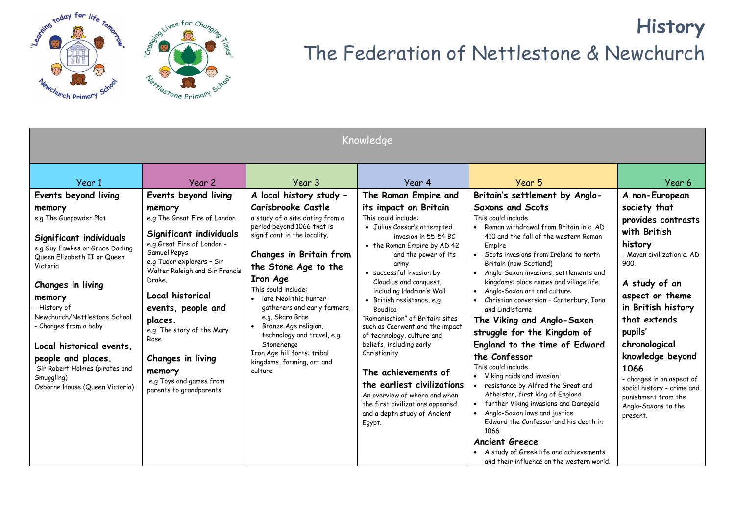# History

## The Federation of Nettlestone & Newchurch

| Knowledge | | | | | |
|---|---|---|---|---|---|
| Year 1 | Year 2 | Year 3 | Year 4 | Year 5 | Year 6 |
| **Events beyond living memory**<br>e.g The Gunpowder Plot<br><br>**Significant individuals**<br>e.g Guy Fawkes or Grace Darling Queen Elizabeth II or Queen Victoria<br><br>**Changes in living memory**<br>- History of Newchurch/Nettlestone School<br>- Changes from a baby<br><br>**Local historical events, people and places.**<br>Sir Robert Holmes (pirates and Smuggling)<br>Osborne House (Queen Victoria) | **Events beyond living memory**<br>e.g The Great Fire of London<br><br>**Significant individuals**<br>e.g Great Fire of London - Samuel Pepys<br>e.g Tudor explorers – Sir Walter Raleigh and Sir Francis Drake.<br><br>**Local historical events, people and places.**<br>e.g The story of the Mary Rose<br><br>**Changes in living memory**<br>e.g Toys and games from parents to grandparents | **A local history study – Carisbrooke Castle**<br>a study of a site dating from a period beyond 1066 that is significant in the locality.<br><br>**Changes in Britain from the Stone Age to the Iron Age**<br>This could include:<br>• late Neolithic hunter-gatherers and early farmers, e.g. Skara Brae<br>• Bronze Age religion, technology and travel, e.g. Stonehenge<br>Iron Age hill forts: tribal kingdoms, farming, art and culture | **The Roman Empire and its impact on Britain**<br>This could include:<br>• Julius Caesar's attempted invasion in 55-54 BC<br>• the Roman Empire by AD 42 and the power of its army<br>• successful invasion by Claudius and conquest, including Hadrian's Wall<br>• British resistance, e.g. Boudica<br>"Romanisation" of Britain: sites such as Caerwent and the impact of technology, culture and beliefs, including early Christianity<br><br>**The achievements of the earliest civilizations**<br>An overview of where and when the first civilizations appeared and a depth study of Ancient Egypt. | **Britain's settlement by Anglo-Saxons and Scots**<br>This could include:<br>• Roman withdrawal from Britain in c. AD 410 and the fall of the western Roman Empire<br>• Scots invasions from Ireland to north Britain (now Scotland)<br>• Anglo-Saxon invasions, settlements and kingdoms: place names and village life<br>• Anglo-Saxon art and culture<br>• Christian conversion – Canterbury, Iona and Lindisfarne<br><br>**The Viking and Anglo-Saxon struggle for the Kingdom of England to the time of Edward the Confessor**<br>This could include:<br>• Viking raids and invasion<br>• resistance by Alfred the Great and Athelstan, first king of England<br>• further Viking invasions and Danegeld<br>• Anglo-Saxon laws and justice<br>Edward the Confessor and his death in 1066<br><br>**Ancient Greece**<br>• A study of Greek life and achievements and their influence on the western world. | **A non-European society that provides contrasts with British history**<br>- Mayan civilization c. AD 900.<br><br>**A study of an aspect or theme in British history that extends pupils' chronological knowledge beyond 1066**<br>- changes in an aspect of social history - crime and punishment from the Anglo-Saxons to the present. |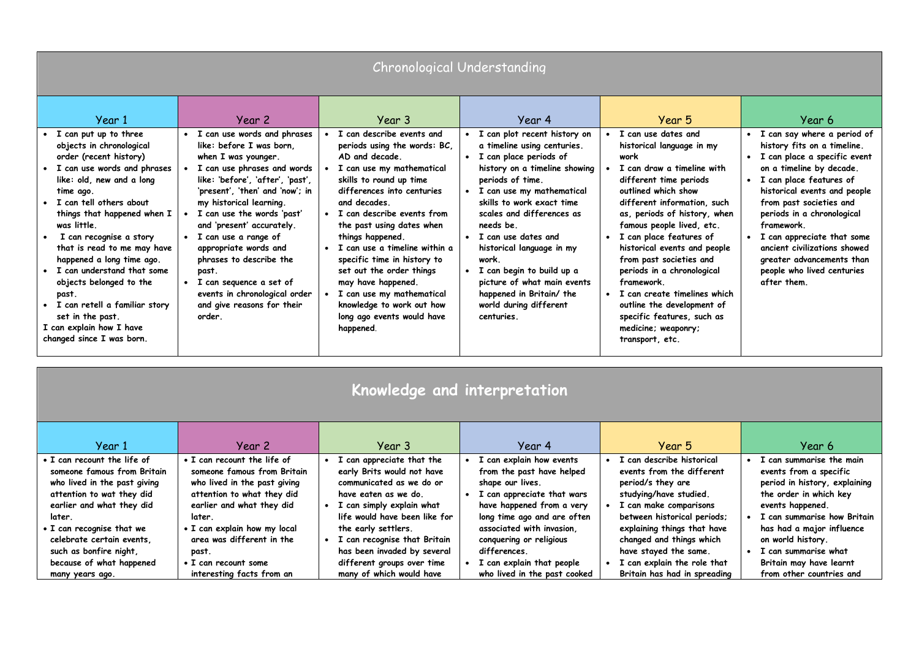## Chronological Understanding

| Year 1 | Year 2 | Year 3 | Year 4 | Year 5 | Year 6 |
|---|---|---|---|---|---|
| • I can put up to three objects in chronological order (recent history)<br>• I can use words and phrases like: old, new and a long time ago.<br>• I can tell others about things that happened when I was little.<br>• I can recognise a story that is read to me may have happened a long time ago.<br>• I can understand that some objects belonged to the past.<br>• I can retell a familiar story set in the past.<br>I can explain how I have changed since I was born. | • I can use words and phrases like: before I was born, when I was younger.<br>• I can use phrases and words like: 'before', 'after', 'past', 'present', 'then' and 'now'; in my historical learning.<br>• I can use the words 'past' and 'present' accurately.<br>• I can use a range of appropriate words and phrases to describe the past.<br>• I can sequence a set of events in chronological order and give reasons for their order. | • I can describe events and periods using the words: BC, AD and decade.<br>• I can use my mathematical skills to round up time differences into centuries and decades.<br>• I can describe events from the past using dates when things happened.<br>• I can use a timeline within a specific time in history to set out the order things may have happened.<br>• I can use my mathematical knowledge to work out how long ago events would have happened. | • I can plot recent history on a timeline using centuries.<br>• I can place periods of history on a timeline showing periods of time.<br>• I can use my mathematical skills to work exact time scales and differences as needs be.<br>• I can use dates and historical language in my work.<br>• I can begin to build up a picture of what main events happened in Britain/ the world during different centuries. | • I can use dates and historical language in my work<br>• I can draw a timeline with different time periods outlined which show different information, such as, periods of history, when famous people lived, etc.<br>• I can place features of historical events and people from past societies and periods in a chronological framework.<br>• I can create timelines which outline the development of specific features, such as medicine; weaponry; transport, etc. | • I can say where a period of history fits on a timeline.<br>• I can place a specific event on a timeline by decade.<br>• I can place features of historical events and people from past societies and periods in a chronological framework.<br>• I can appreciate that some ancient civilizations showed greater advancements than people who lived centuries after them. |

## Knowledge and interpretation

| Year 1 | Year 2 | Year 3 | Year 4 | Year 5 | Year 6 |
|---|---|---|---|---|---|
| • I can recount the life of someone famous from Britain who lived in the past giving attention to wat they did earlier and what they did later.<br>• I can recognise that we celebrate certain events, such as bonfire night, because of what happened many years ago. | • I can recount the life of someone famous from Britain who lived in the past giving attention to what they did earlier and what they did later.<br>• I can explain how my local area was different in the past.<br>• I can recount some interesting facts from an | • I can appreciate that the early Brits would not have communicated as we do or have eaten as we do.<br>• I can simply explain what life would have been like for the early settlers.<br>• I can recognise that Britain has been invaded by several different groups over time many of which would have | • I can explain how events from the past have helped shape our lives.<br>• I can appreciate that wars have happened from a very long time ago and are often associated with invasion, conquering or religious differences.<br>• I can explain that people who lived in the past cooked | • I can describe historical events from the different period/s they are studying/have studied.<br>• I can make comparisons between historical periods; explaining things that have changed and things which have stayed the same.<br>• I can explain the role that Britain has had in spreading | • I can summarise the main events from a specific period in history, explaining the order in which key events happened.<br>• I can summarise how Britain has had a major influence on world history.<br>• I can summarise what Britain may have learnt from other countries and |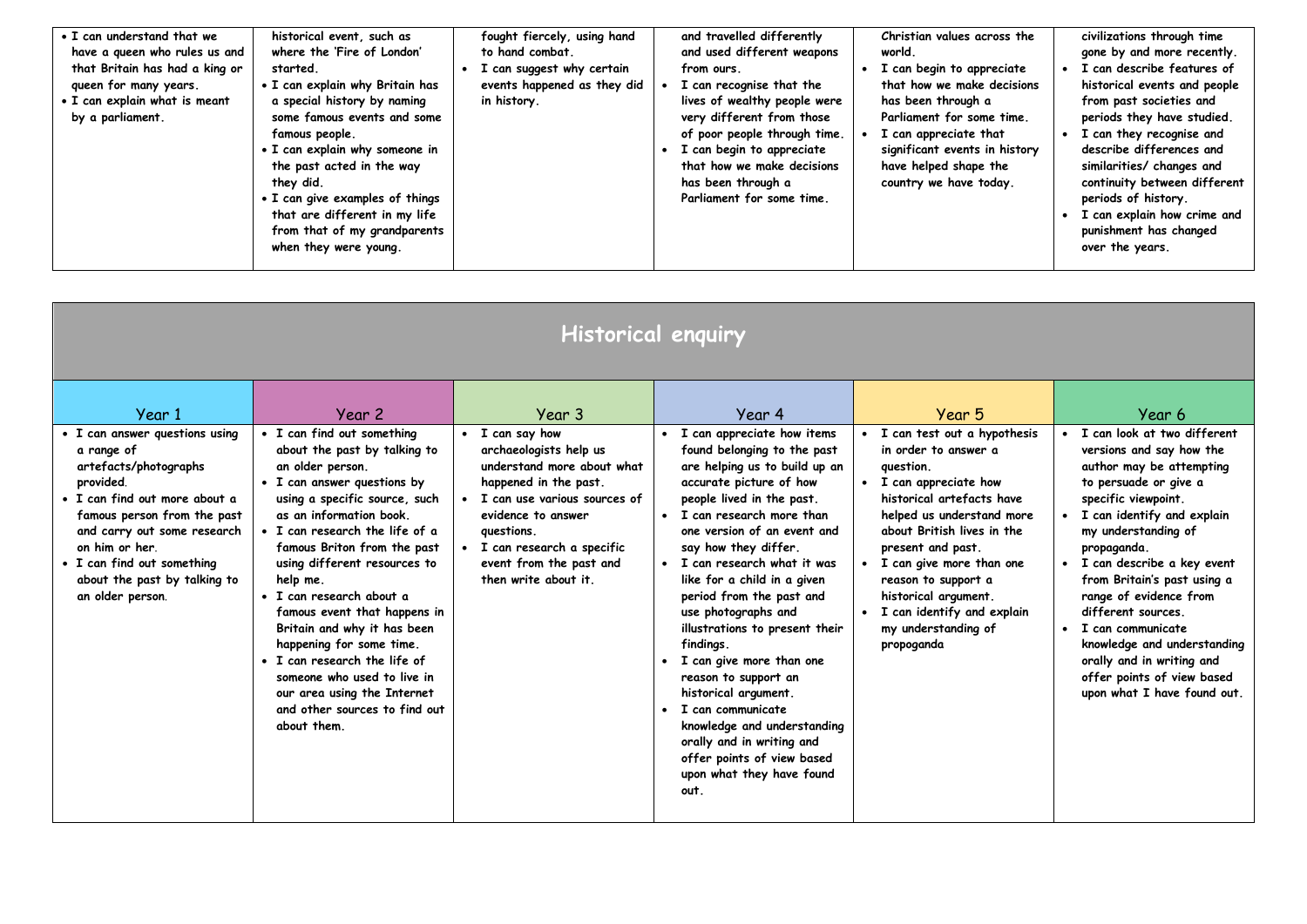| | | | | | |
|---|---|---|---|---|---|
| • I can understand that we have a queen who rules us and that Britain has had a king or queen for many years.<br>• I can explain what is meant by a parliament. | historical event, such as where the 'Fire of London' started.<br>• I can explain why Britain has a special history by naming some famous events and some famous people.<br>• I can explain why someone in the past acted in the way they did.<br>• I can give examples of things that are different in my life from that of my grandparents when they were young. | fought fiercely, using hand to hand combat.<br>• I can suggest why certain events happened as they did in history. | and travelled differently and used different weapons from ours.<br>• I can recognise that the lives of wealthy people were very different from those of poor people through time.<br>• I can begin to appreciate that how we make decisions has been through a Parliament for some time. | Christian values across the world.<br>• I can begin to appreciate that how we make decisions has been through a Parliament for some time.<br>• I can appreciate that significant events in history have helped shape the country we have today. | civilizations through time gone by and more recently.<br>• I can describe features of historical events and people from past societies and periods they have studied.<br>• I can they recognise and describe differences and similarities/ changes and continuity between different periods of history.<br>• I can explain how crime and punishment has changed over the years. |

## Historical enquiry

| Year 1 | Year 2 | Year 3 | Year 4 | Year 5 | Year 6 |
|---|---|---|---|---|---|
| • I can answer questions using a range of artefacts/photographs provided.<br>• I can find out more about a famous person from the past and carry out some research on him or her.<br>• I can find out something about the past by talking to an older person. | • I can find out something about the past by talking to an older person.<br>• I can answer questions by using a specific source, such as an information book.<br>• I can research the life of a famous Briton from the past using different resources to help me.<br>• I can research about a famous event that happens in Britain and why it has been happening for some time.<br>• I can research the life of someone who used to live in our area using the Internet and other sources to find out about them. | • I can say how archaeologists help us understand more about what happened in the past.<br>• I can use various sources of evidence to answer questions.<br>• I can research a specific event from the past and then write about it. | • I can appreciate how items found belonging to the past are helping us to build up an accurate picture of how people lived in the past.<br>• I can research more than one version of an event and say how they differ.<br>• I can research what it was like for a child in a given period from the past and use photographs and illustrations to present their findings.<br>• I can give more than one reason to support an historical argument.<br>• I can communicate knowledge and understanding orally and in writing and offer points of view based upon what they have found out. | • I can test out a hypothesis in order to answer a question.<br>• I can appreciate how historical artefacts have helped us understand more about British lives in the present and past.<br>• I can give more than one reason to support a historical argument.<br>• I can identify and explain my understanding of propoganda | • I can look at two different versions and say how the author may be attempting to persuade or give a specific viewpoint.<br>• I can identify and explain my understanding of propaganda.<br>• I can describe a key event from Britain's past using a range of evidence from different sources.<br>• I can communicate knowledge and understanding orally and in writing and offer points of view based upon what I have found out. |